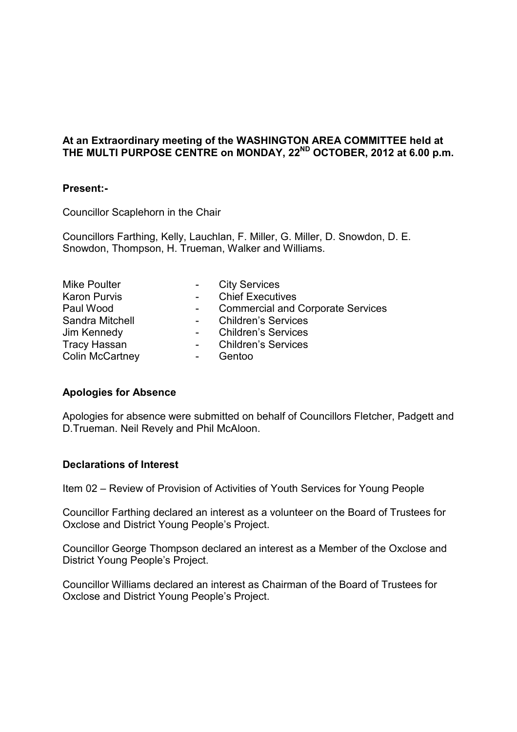**At an Extraordinary meeting of the WASHINGTON AREA COMMITTEE held at THE MULTI PURPOSE CENTRE on MONDAY, 22ND OCTOBER, 2012 at 6.00 p.m.**

**Present:-**

Councillor Scaplehorn in the Chair

Councillors Farthing, Kelly, Lauchlan, F. Miller, G. Miller, D. Snowdon, D. E. Snowdon, Thompson, H. Trueman, Walker and Williams.

| | | |
|---|---|---|
| Mike Poulter | - | City Services |
| Karon Purvis | - | Chief Executives |
| Paul Wood | - | Commercial and Corporate Services |
| Sandra Mitchell | - | Children's Services |
| Jim Kennedy | - | Children's Services |
| Tracy Hassan | - | Children's Services |
| Colin McCartney | - | Gentoo |

**Apologies for Absence**

Apologies for absence were submitted on behalf of Councillors Fletcher, Padgett and D.Trueman. Neil Revely and Phil McAloon.

**Declarations of Interest**

Item 02 – Review of Provision of Activities of Youth Services for Young People

Councillor Farthing declared an interest as a volunteer on the Board of Trustees for Oxclose and District Young People's Project.

Councillor George Thompson declared an interest as a Member of the Oxclose and District Young People's Project.

Councillor Williams declared an interest as Chairman of the Board of Trustees for Oxclose and District Young People's Project.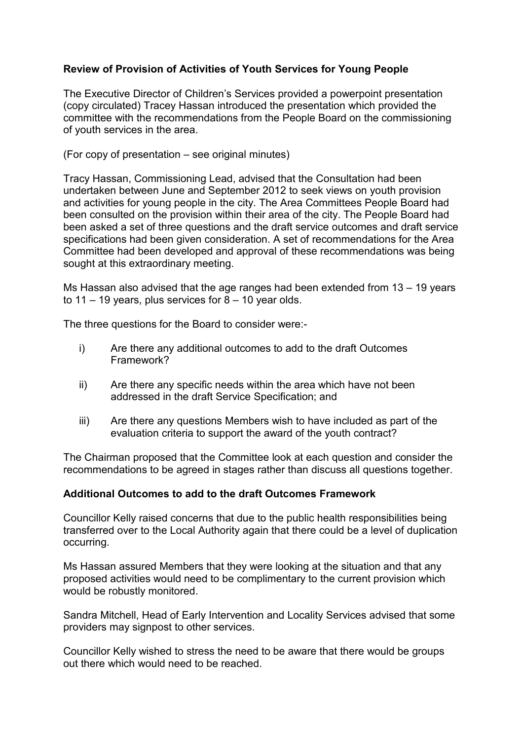**Review of Provision of Activities of Youth Services for Young People**

The Executive Director of Children's Services provided a powerpoint presentation (copy circulated) Tracey Hassan introduced the presentation which provided the committee with the recommendations from the People Board on the commissioning of youth services in the area.

(For copy of presentation – see original minutes)

Tracy Hassan, Commissioning Lead, advised that the Consultation had been undertaken between June and September 2012 to seek views on youth provision and activities for young people in the city. The Area Committees People Board had been consulted on the provision within their area of the city. The People Board had been asked a set of three questions and the draft service outcomes and draft service specifications had been given consideration. A set of recommendations for the Area Committee had been developed and approval of these recommendations was being sought at this extraordinary meeting.

Ms Hassan also advised that the age ranges had been extended from 13 – 19 years to 11 – 19 years, plus services for 8 – 10 year olds.

The three questions for the Board to consider were:-

i) Are there any additional outcomes to add to the draft Outcomes Framework?

ii) Are there any specific needs within the area which have not been addressed in the draft Service Specification; and

iii) Are there any questions Members wish to have included as part of the evaluation criteria to support the award of the youth contract?

The Chairman proposed that the Committee look at each question and consider the recommendations to be agreed in stages rather than discuss all questions together.

**Additional Outcomes to add to the draft Outcomes Framework**

Councillor Kelly raised concerns that due to the public health responsibilities being transferred over to the Local Authority again that there could be a level of duplication occurring.

Ms Hassan assured Members that they were looking at the situation and that any proposed activities would need to be complimentary to the current provision which would be robustly monitored.

Sandra Mitchell, Head of Early Intervention and Locality Services advised that some providers may signpost to other services.

Councillor Kelly wished to stress the need to be aware that there would be groups out there which would need to be reached.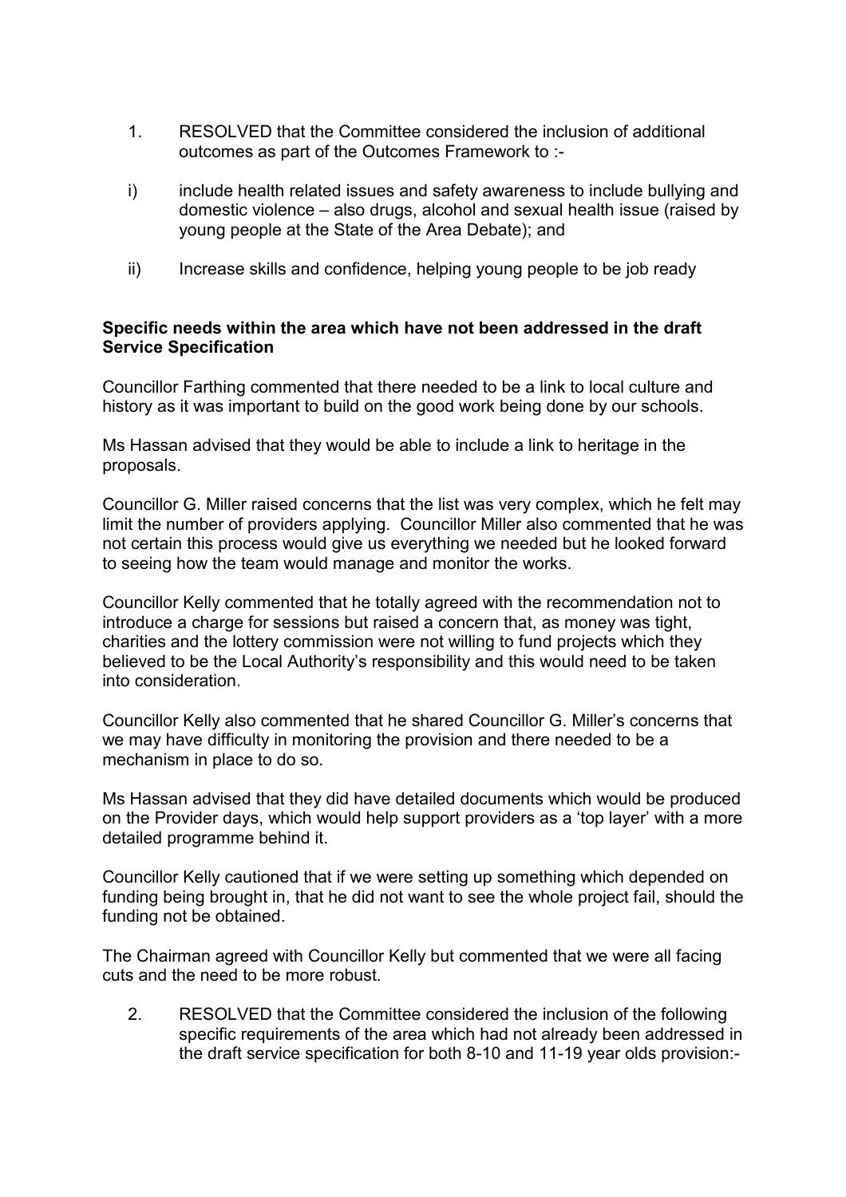1. RESOLVED that the Committee considered the inclusion of additional outcomes as part of the Outcomes Framework to :-

i) include health related issues and safety awareness to include bullying and domestic violence – also drugs, alcohol and sexual health issue (raised by young people at the State of the Area Debate); and

ii) Increase skills and confidence, helping young people to be job ready

**Specific needs within the area which have not been addressed in the draft Service Specification**

Councillor Farthing commented that there needed to be a link to local culture and history as it was important to build on the good work being done by our schools.

Ms Hassan advised that they would be able to include a link to heritage in the proposals.

Councillor G. Miller raised concerns that the list was very complex, which he felt may limit the number of providers applying. Councillor Miller also commented that he was not certain this process would give us everything we needed but he looked forward to seeing how the team would manage and monitor the works.

Councillor Kelly commented that he totally agreed with the recommendation not to introduce a charge for sessions but raised a concern that, as money was tight, charities and the lottery commission were not willing to fund projects which they believed to be the Local Authority's responsibility and this would need to be taken into consideration.

Councillor Kelly also commented that he shared Councillor G. Miller's concerns that we may have difficulty in monitoring the provision and there needed to be a mechanism in place to do so.

Ms Hassan advised that they did have detailed documents which would be produced on the Provider days, which would help support providers as a 'top layer' with a more detailed programme behind it.

Councillor Kelly cautioned that if we were setting up something which depended on funding being brought in, that he did not want to see the whole project fail, should the funding not be obtained.

The Chairman agreed with Councillor Kelly but commented that we were all facing cuts and the need to be more robust.

2. RESOLVED that the Committee considered the inclusion of the following specific requirements of the area which had not already been addressed in the draft service specification for both 8-10 and 11-19 year olds provision:-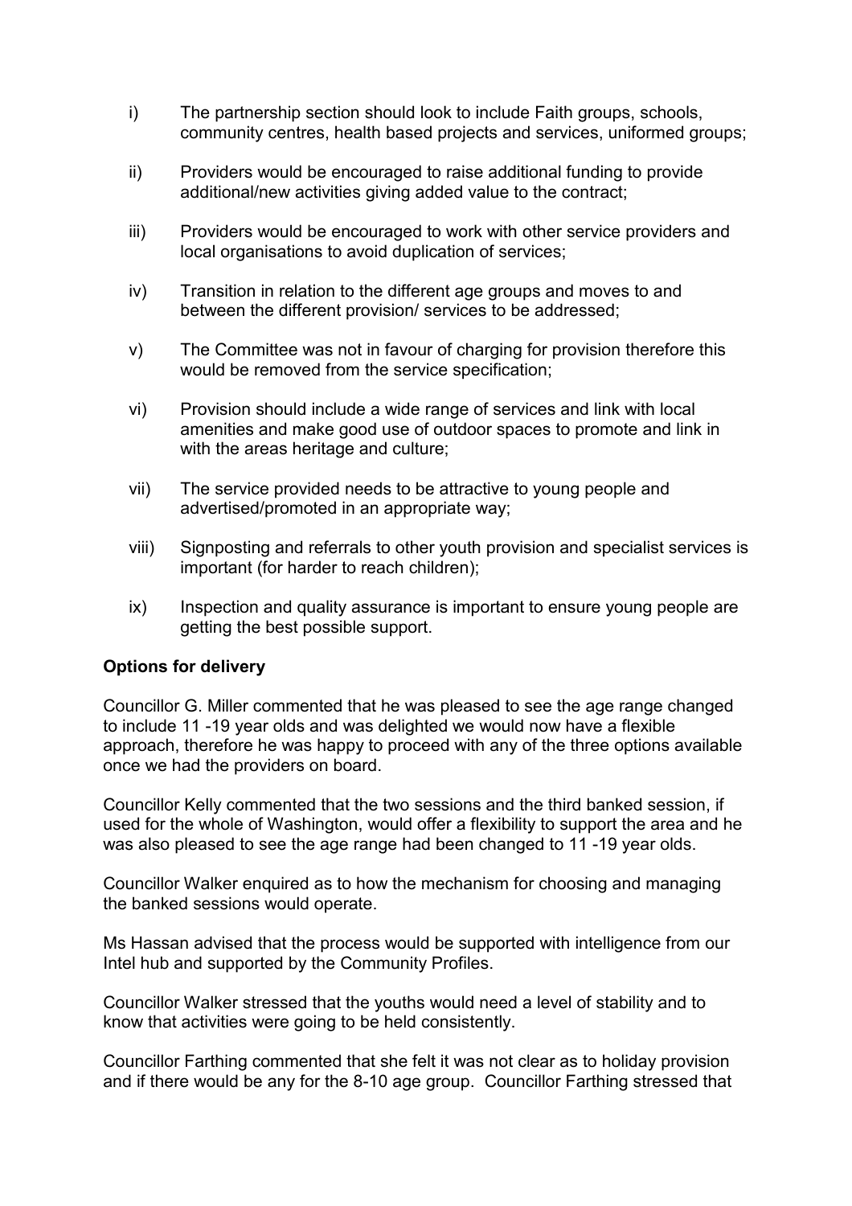i) The partnership section should look to include Faith groups, schools, community centres, health based projects and services, uniformed groups;

ii) Providers would be encouraged to raise additional funding to provide additional/new activities giving added value to the contract;

iii) Providers would be encouraged to work with other service providers and local organisations to avoid duplication of services;

iv) Transition in relation to the different age groups and moves to and between the different provision/ services to be addressed;

v) The Committee was not in favour of charging for provision therefore this would be removed from the service specification;

vi) Provision should include a wide range of services and link with local amenities and make good use of outdoor spaces to promote and link in with the areas heritage and culture;

vii) The service provided needs to be attractive to young people and advertised/promoted in an appropriate way;

viii) Signposting and referrals to other youth provision and specialist services is important (for harder to reach children);

ix) Inspection and quality assurance is important to ensure young people are getting the best possible support.

**Options for delivery**

Councillor G. Miller commented that he was pleased to see the age range changed to include 11 -19 year olds and was delighted we would now have a flexible approach, therefore he was happy to proceed with any of the three options available once we had the providers on board.

Councillor Kelly commented that the two sessions and the third banked session, if used for the whole of Washington, would offer a flexibility to support the area and he was also pleased to see the age range had been changed to 11 -19 year olds.

Councillor Walker enquired as to how the mechanism for choosing and managing the banked sessions would operate.

Ms Hassan advised that the process would be supported with intelligence from our Intel hub and supported by the Community Profiles.

Councillor Walker stressed that the youths would need a level of stability and to know that activities were going to be held consistently.

Councillor Farthing commented that she felt it was not clear as to holiday provision and if there would be any for the 8-10 age group. Councillor Farthing stressed that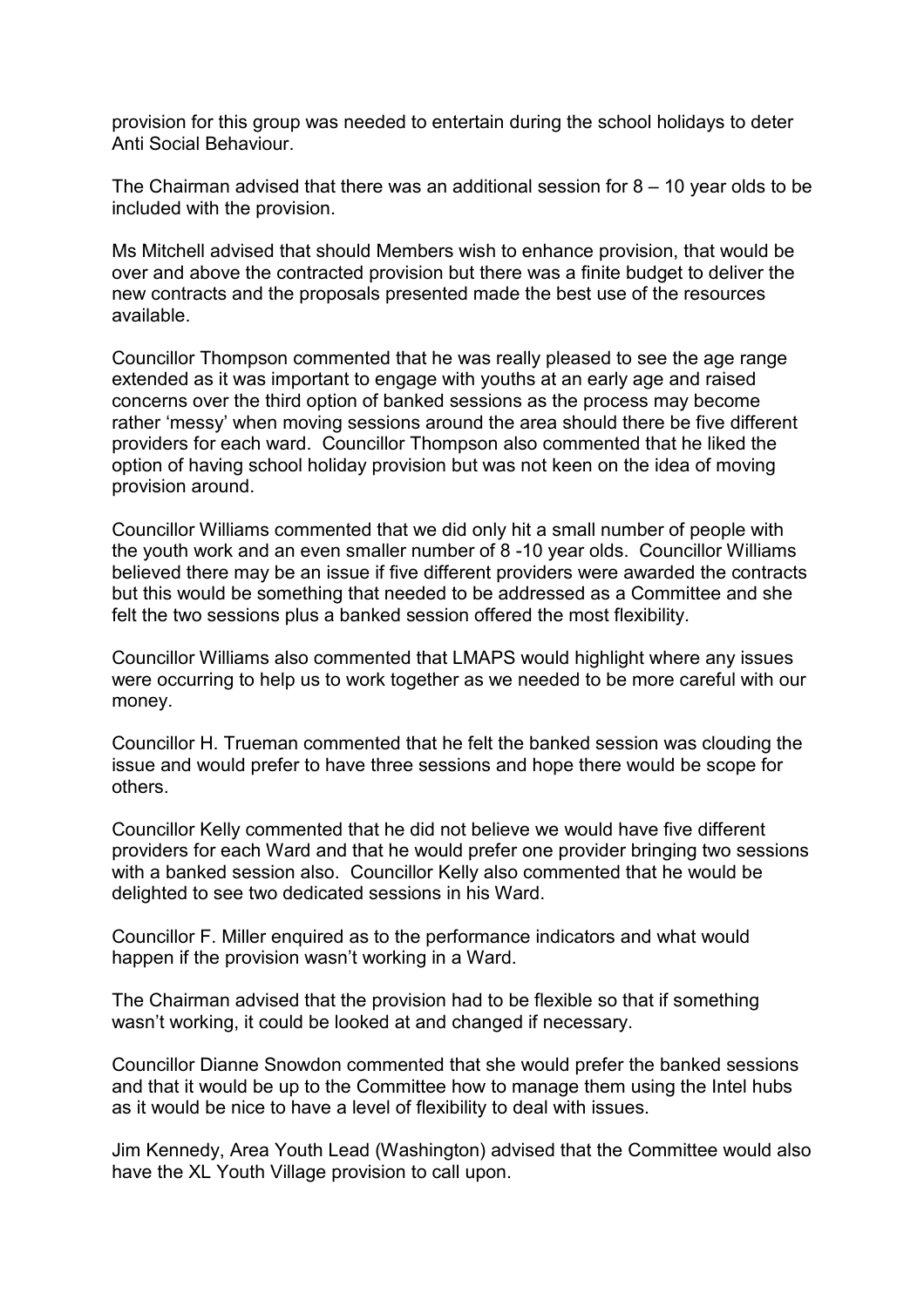provision for this group was needed to entertain during the school holidays to deter Anti Social Behaviour.

The Chairman advised that there was an additional session for 8 – 10 year olds to be included with the provision.

Ms Mitchell advised that should Members wish to enhance provision, that would be over and above the contracted provision but there was a finite budget to deliver the new contracts and the proposals presented made the best use of the resources available.

Councillor Thompson commented that he was really pleased to see the age range extended as it was important to engage with youths at an early age and raised concerns over the third option of banked sessions as the process may become rather 'messy' when moving sessions around the area should there be five different providers for each ward. Councillor Thompson also commented that he liked the option of having school holiday provision but was not keen on the idea of moving provision around.

Councillor Williams commented that we did only hit a small number of people with the youth work and an even smaller number of 8 -10 year olds. Councillor Williams believed there may be an issue if five different providers were awarded the contracts but this would be something that needed to be addressed as a Committee and she felt the two sessions plus a banked session offered the most flexibility.

Councillor Williams also commented that LMAPS would highlight where any issues were occurring to help us to work together as we needed to be more careful with our money.

Councillor H. Trueman commented that he felt the banked session was clouding the issue and would prefer to have three sessions and hope there would be scope for others.

Councillor Kelly commented that he did not believe we would have five different providers for each Ward and that he would prefer one provider bringing two sessions with a banked session also. Councillor Kelly also commented that he would be delighted to see two dedicated sessions in his Ward.

Councillor F. Miller enquired as to the performance indicators and what would happen if the provision wasn't working in a Ward.

The Chairman advised that the provision had to be flexible so that if something wasn't working, it could be looked at and changed if necessary.

Councillor Dianne Snowdon commented that she would prefer the banked sessions and that it would be up to the Committee how to manage them using the Intel hubs as it would be nice to have a level of flexibility to deal with issues.

Jim Kennedy, Area Youth Lead (Washington) advised that the Committee would also have the XL Youth Village provision to call upon.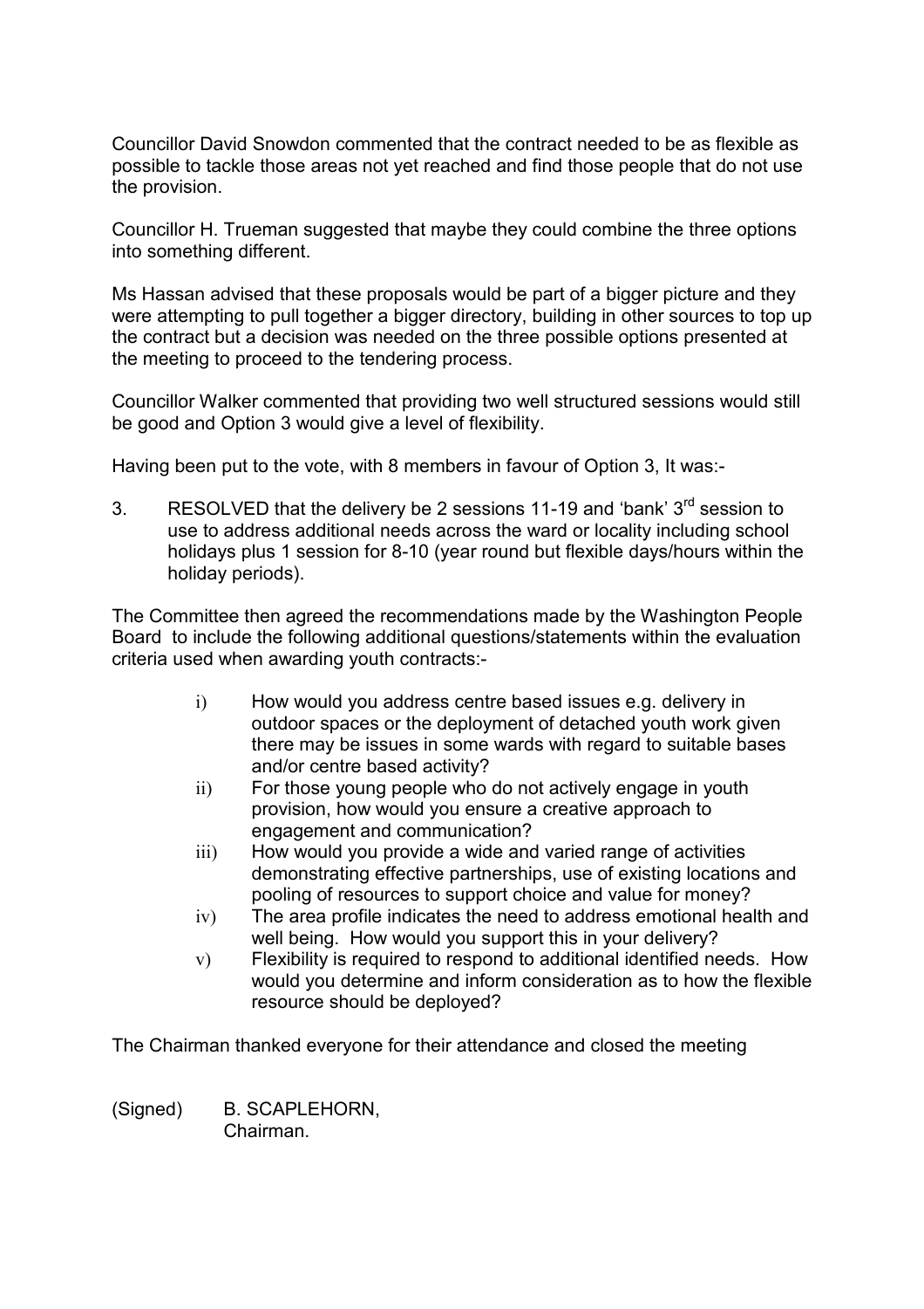Councillor David Snowdon commented that the contract needed to be as flexible as possible to tackle those areas not yet reached and find those people that do not use the provision.

Councillor H. Trueman suggested that maybe they could combine the three options into something different.

Ms Hassan advised that these proposals would be part of a bigger picture and they were attempting to pull together a bigger directory, building in other sources to top up the contract but a decision was needed on the three possible options presented at the meeting to proceed to the tendering process.

Councillor Walker commented that providing two well structured sessions would still be good and Option 3 would give a level of flexibility.

Having been put to the vote, with 8 members in favour of Option 3, It was:-

3. RESOLVED that the delivery be 2 sessions 11-19 and 'bank' 3rd session to use to address additional needs across the ward or locality including school holidays plus 1 session for 8-10 (year round but flexible days/hours within the holiday periods).

The Committee then agreed the recommendations made by the Washington People Board to include the following additional questions/statements within the evaluation criteria used when awarding youth contracts:-

i) How would you address centre based issues e.g. delivery in outdoor spaces or the deployment of detached youth work given there may be issues in some wards with regard to suitable bases and/or centre based activity?
ii) For those young people who do not actively engage in youth provision, how would you ensure a creative approach to engagement and communication?
iii) How would you provide a wide and varied range of activities demonstrating effective partnerships, use of existing locations and pooling of resources to support choice and value for money?
iv) The area profile indicates the need to address emotional health and well being. How would you support this in your delivery?
v) Flexibility is required to respond to additional identified needs. How would you determine and inform consideration as to how the flexible resource should be deployed?

The Chairman thanked everyone for their attendance and closed the meeting

(Signed) B. SCAPLEHORN,
Chairman.